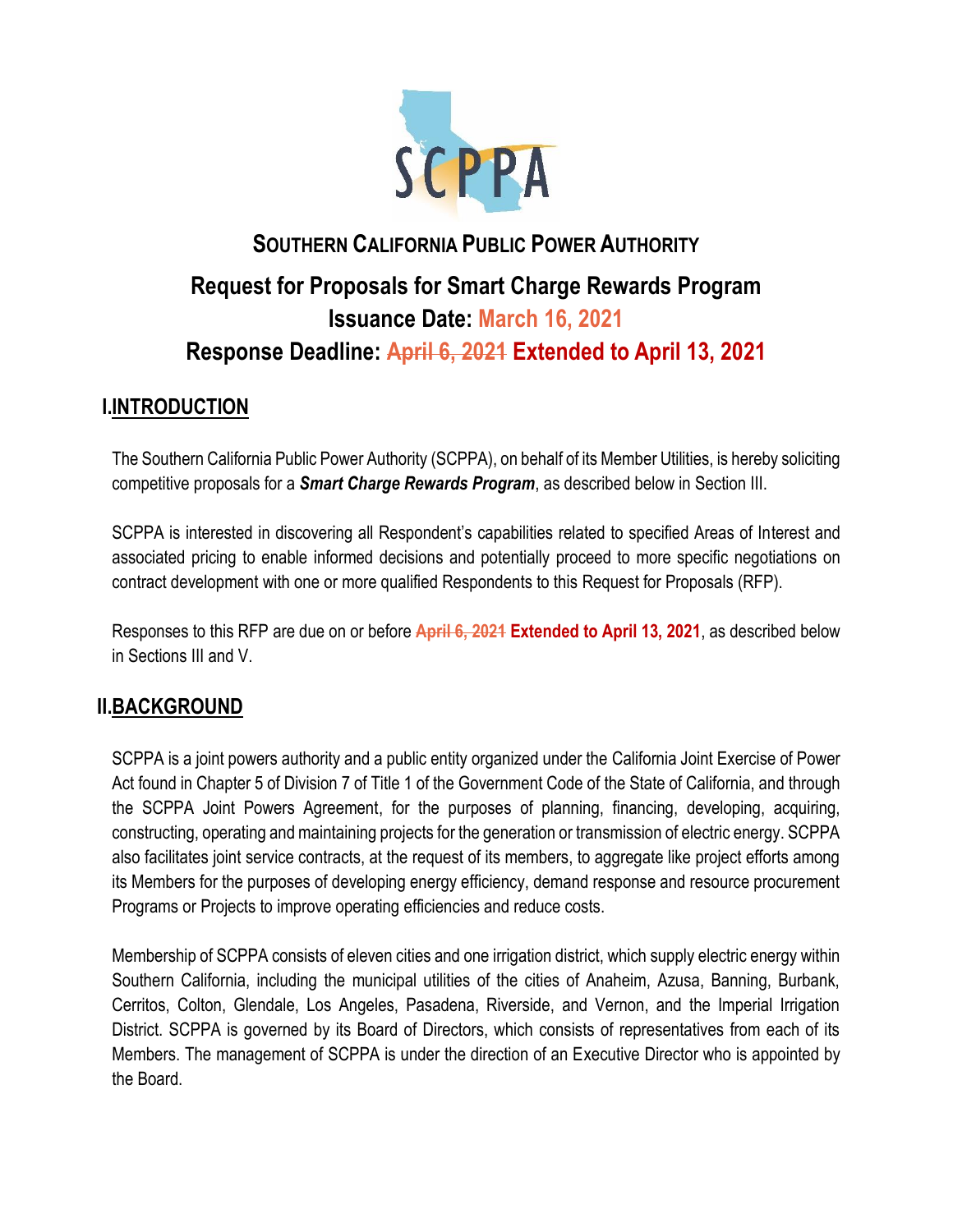# SOUTHERN CALIFORNIA PUBLIC POWER AUTHORITY

## Request for Proposals for Smart Charge Rewards Program

**Issuance Date: March 16, 2021**

**Response Deadline: ~~April 6, 2021~~ Extended to April 13, 2021**

## I. INTRODUCTION

The Southern California Public Power Authority (SCPPA), on behalf of its Member Utilities, is hereby soliciting competitive proposals for a ***Smart Charge Rewards Program***, as described below in Section III.

SCPPA is interested in discovering all Respondent's capabilities related to specified Areas of Interest and associated pricing to enable informed decisions and potentially proceed to more specific negotiations on contract development with one or more qualified Respondents to this Request for Proposals (RFP).

Responses to this RFP are due on or before ~~April 6, 2021~~ **Extended to April 13, 2021**, as described below in Sections III and V.

## II. BACKGROUND

SCPPA is a joint powers authority and a public entity organized under the California Joint Exercise of Power Act found in Chapter 5 of Division 7 of Title 1 of the Government Code of the State of California, and through the SCPPA Joint Powers Agreement, for the purposes of planning, financing, developing, acquiring, constructing, operating and maintaining projects for the generation or transmission of electric energy. SCPPA also facilitates joint service contracts, at the request of its members, to aggregate like project efforts among its Members for the purposes of developing energy efficiency, demand response and resource procurement Programs or Projects to improve operating efficiencies and reduce costs.

Membership of SCPPA consists of eleven cities and one irrigation district, which supply electric energy within Southern California, including the municipal utilities of the cities of Anaheim, Azusa, Banning, Burbank, Cerritos, Colton, Glendale, Los Angeles, Pasadena, Riverside, and Vernon, and the Imperial Irrigation District. SCPPA is governed by its Board of Directors, which consists of representatives from each of its Members. The management of SCPPA is under the direction of an Executive Director who is appointed by the Board.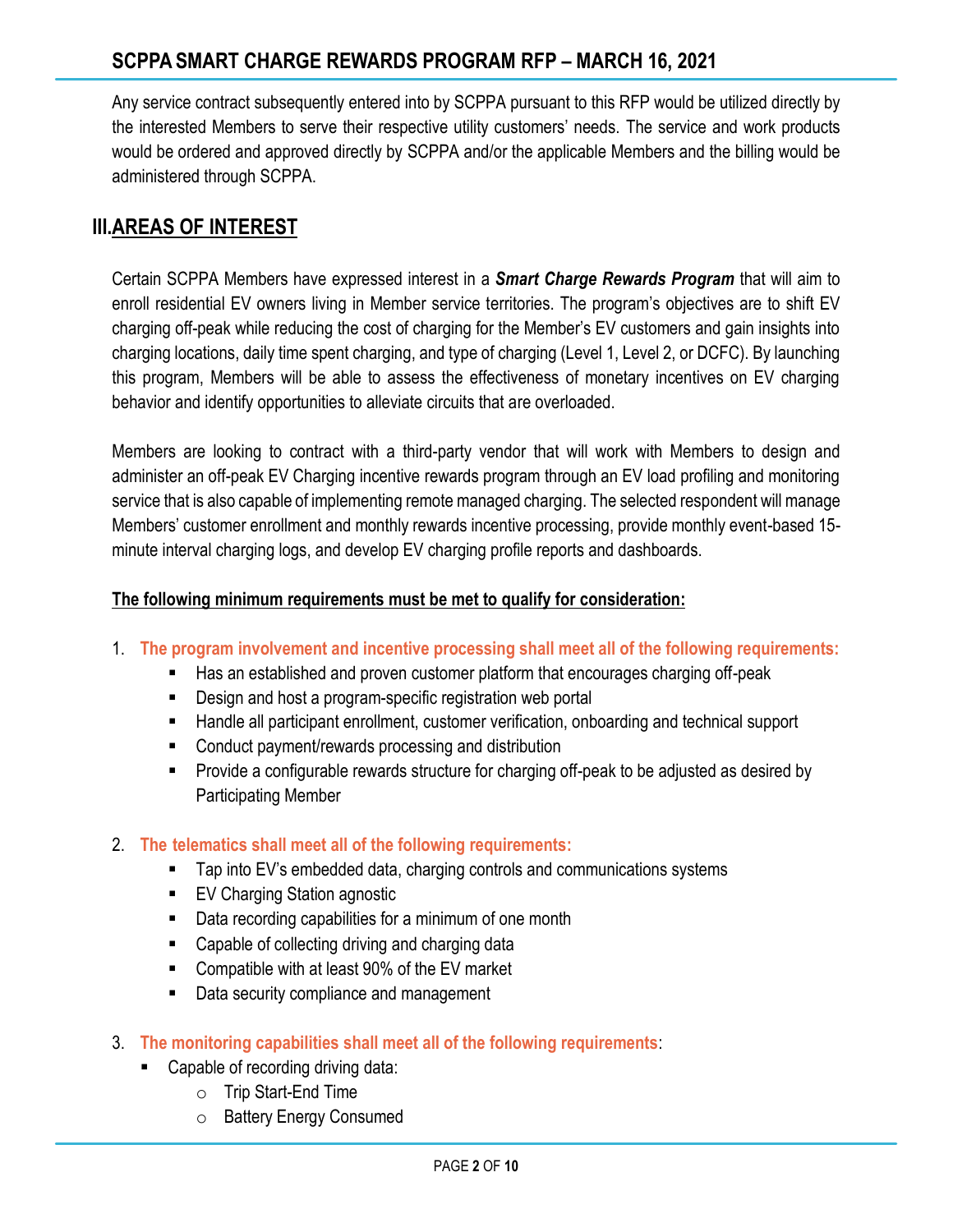Any service contract subsequently entered into by SCPPA pursuant to this RFP would be utilized directly by the interested Members to serve their respective utility customers' needs. The service and work products would be ordered and approved directly by SCPPA and/or the applicable Members and the billing would be administered through SCPPA.

## III. AREAS OF INTEREST

Certain SCPPA Members have expressed interest in a ***Smart Charge Rewards Program*** that will aim to enroll residential EV owners living in Member service territories. The program's objectives are to shift EV charging off-peak while reducing the cost of charging for the Member's EV customers and gain insights into charging locations, daily time spent charging, and type of charging (Level 1, Level 2, or DCFC). By launching this program, Members will be able to assess the effectiveness of monetary incentives on EV charging behavior and identify opportunities to alleviate circuits that are overloaded.

Members are looking to contract with a third-party vendor that will work with Members to design and administer an off-peak EV Charging incentive rewards program through an EV load profiling and monitoring service that is also capable of implementing remote managed charging. The selected respondent will manage Members' customer enrollment and monthly rewards incentive processing, provide monthly event-based 15-minute interval charging logs, and develop EV charging profile reports and dashboards.

**The following minimum requirements must be met to qualify for consideration:**

1. **The program involvement and incentive processing shall meet all of the following requirements:**
   - Has an established and proven customer platform that encourages charging off-peak
   - Design and host a program-specific registration web portal
   - Handle all participant enrollment, customer verification, onboarding and technical support
   - Conduct payment/rewards processing and distribution
   - Provide a configurable rewards structure for charging off-peak to be adjusted as desired by Participating Member

2. **The telematics shall meet all of the following requirements:**
   - Tap into EV's embedded data, charging controls and communications systems
   - EV Charging Station agnostic
   - Data recording capabilities for a minimum of one month
   - Capable of collecting driving and charging data
   - Compatible with at least 90% of the EV market
   - Data security compliance and management

3. **The monitoring capabilities shall meet all of the following requirements**:
   - Capable of recording driving data:
     - Trip Start-End Time
     - Battery Energy Consumed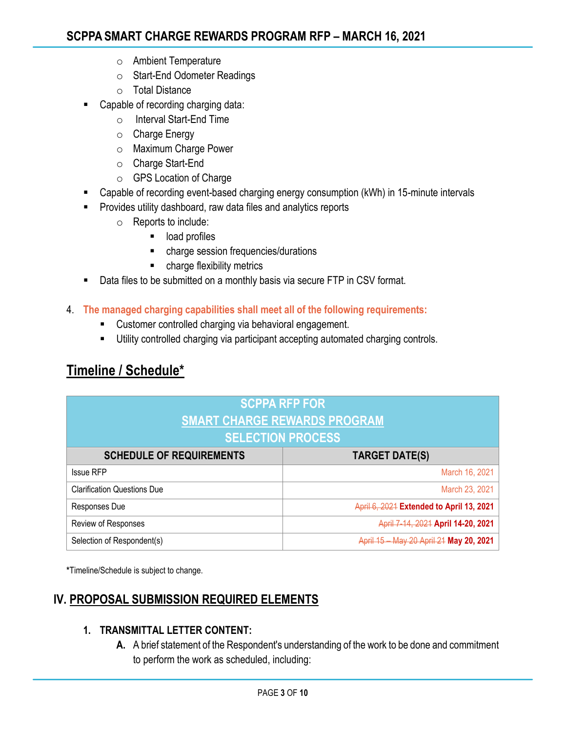- Ambient Temperature
   - Start-End Odometer Readings
   - Total Distance
- Capable of recording charging data:
   - Interval Start-End Time
   - Charge Energy
   - Maximum Charge Power
   - Charge Start-End
   - GPS Location of Charge
- Capable of recording event-based charging energy consumption (kWh) in 15-minute intervals
- Provides utility dashboard, raw data files and analytics reports
   - Reports to include:
      - load profiles
      - charge session frequencies/durations
      - charge flexibility metrics
- Data files to be submitted on a monthly basis via secure FTP in CSV format.

4. **The managed charging capabilities shall meet all of the following requirements:**
   - Customer controlled charging via behavioral engagement.
   - Utility controlled charging via participant accepting automated charging controls.

## Timeline / Schedule*

| SCPPA RFP FOR SMART CHARGE REWARDS PROGRAM SELECTION PROCESS | |
|---|---|
| **SCHEDULE OF REQUIREMENTS** | **TARGET DATE(S)** |
| Issue RFP | March 16, 2021 |
| Clarification Questions Due | March 23, 2021 |
| Responses Due | ~~April 6, 2021~~ **Extended to April 13, 2021** |
| Review of Responses | ~~April 7-14, 2021~~ **April 14-20, 2021** |
| Selection of Respondent(s) | ~~April 15 – May 20 April 21~~ **May 20, 2021** |

***Timeline/Schedule is subject to change.

## IV. PROPOSAL SUBMISSION REQUIRED ELEMENTS

### 1. TRANSMITTAL LETTER CONTENT:

**A.** A brief statement of the Respondent's understanding of the work to be done and commitment to perform the work as scheduled, including: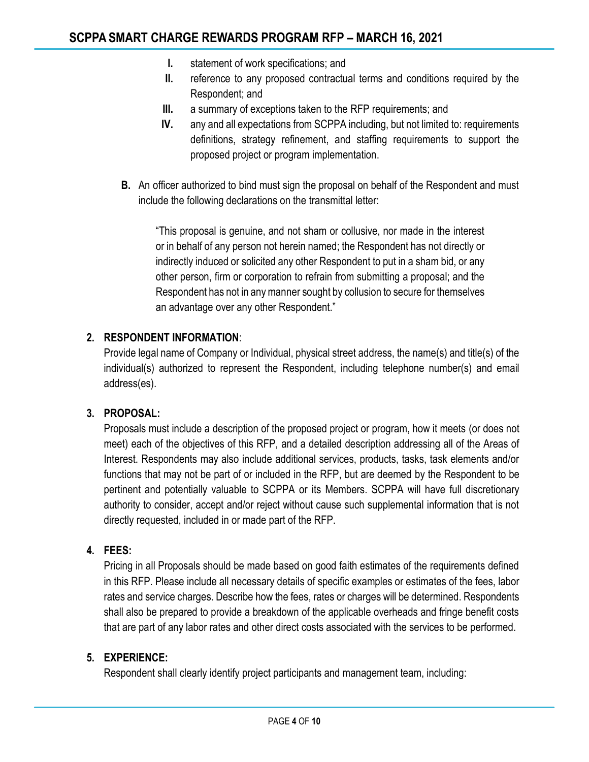I. statement of work specifications; and
II. reference to any proposed contractual terms and conditions required by the Respondent; and
III. a summary of exceptions taken to the RFP requirements; and
IV. any and all expectations from SCPPA including, but not limited to: requirements definitions, strategy refinement, and staffing requirements to support the proposed project or program implementation.

**B.** An officer authorized to bind must sign the proposal on behalf of the Respondent and must include the following declarations on the transmittal letter:

> "This proposal is genuine, and not sham or collusive, nor made in the interest or in behalf of any person not herein named; the Respondent has not directly or indirectly induced or solicited any other Respondent to put in a sham bid, or any other person, firm or corporation to refrain from submitting a proposal; and the Respondent has not in any manner sought by collusion to secure for themselves an advantage over any other Respondent."

**2. RESPONDENT INFORMATION**:

Provide legal name of Company or Individual, physical street address, the name(s) and title(s) of the individual(s) authorized to represent the Respondent, including telephone number(s) and email address(es).

**3. PROPOSAL:**

Proposals must include a description of the proposed project or program, how it meets (or does not meet) each of the objectives of this RFP, and a detailed description addressing all of the Areas of Interest. Respondents may also include additional services, products, tasks, task elements and/or functions that may not be part of or included in the RFP, but are deemed by the Respondent to be pertinent and potentially valuable to SCPPA or its Members. SCPPA will have full discretionary authority to consider, accept and/or reject without cause such supplemental information that is not directly requested, included in or made part of the RFP.

**4. FEES:**

Pricing in all Proposals should be made based on good faith estimates of the requirements defined in this RFP. Please include all necessary details of specific examples or estimates of the fees, labor rates and service charges. Describe how the fees, rates or charges will be determined. Respondents shall also be prepared to provide a breakdown of the applicable overheads and fringe benefit costs that are part of any labor rates and other direct costs associated with the services to be performed.

**5. EXPERIENCE:**

Respondent shall clearly identify project participants and management team, including: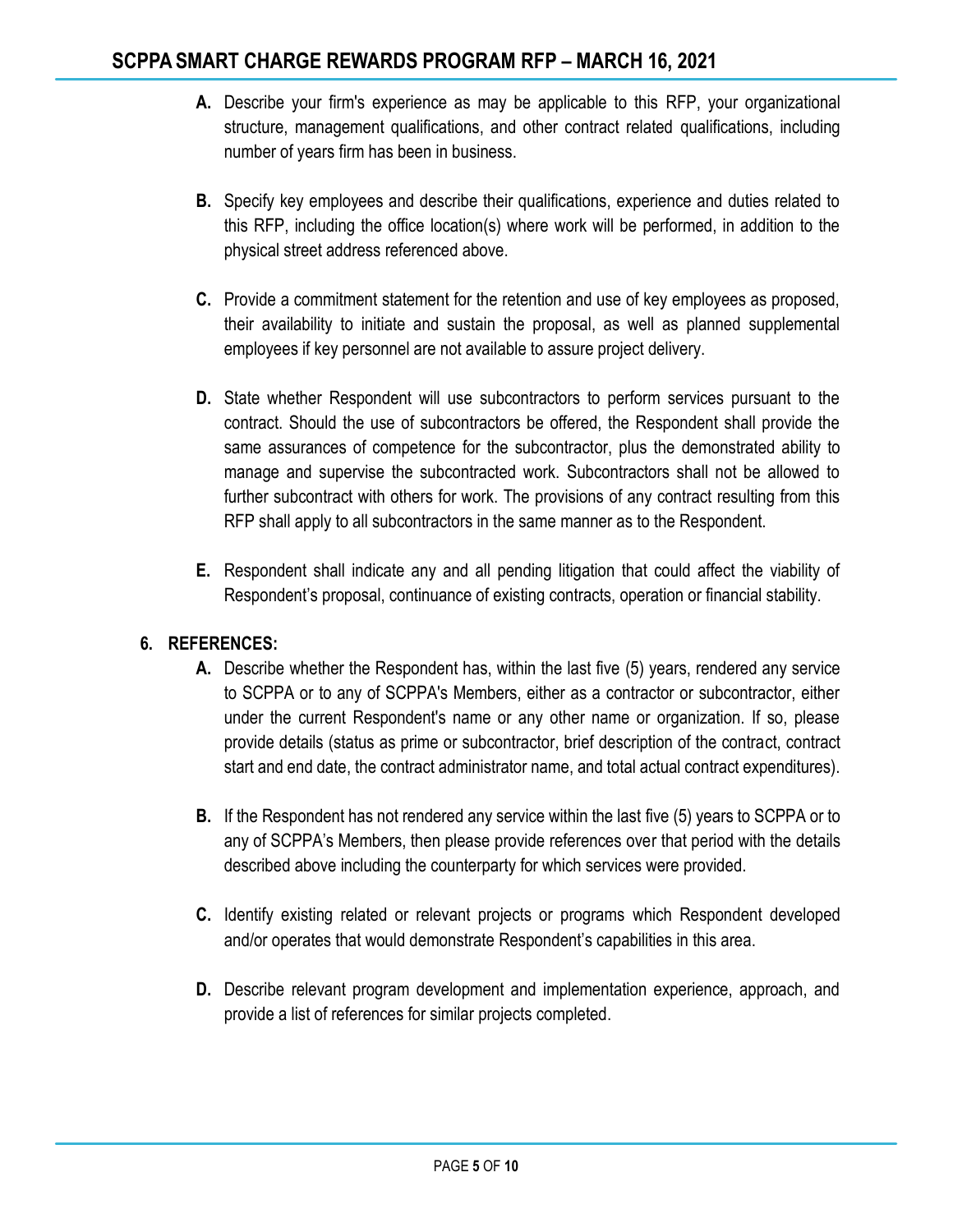**A.** Describe your firm's experience as may be applicable to this RFP, your organizational structure, management qualifications, and other contract related qualifications, including number of years firm has been in business.

**B.** Specify key employees and describe their qualifications, experience and duties related to this RFP, including the office location(s) where work will be performed, in addition to the physical street address referenced above.

**C.** Provide a commitment statement for the retention and use of key employees as proposed, their availability to initiate and sustain the proposal, as well as planned supplemental employees if key personnel are not available to assure project delivery.

**D.** State whether Respondent will use subcontractors to perform services pursuant to the contract. Should the use of subcontractors be offered, the Respondent shall provide the same assurances of competence for the subcontractor, plus the demonstrated ability to manage and supervise the subcontracted work. Subcontractors shall not be allowed to further subcontract with others for work. The provisions of any contract resulting from this RFP shall apply to all subcontractors in the same manner as to the Respondent.

**E.** Respondent shall indicate any and all pending litigation that could affect the viability of Respondent's proposal, continuance of existing contracts, operation or financial stability.

## 6. REFERENCES:

**A.** Describe whether the Respondent has, within the last five (5) years, rendered any service to SCPPA or to any of SCPPA's Members, either as a contractor or subcontractor, either under the current Respondent's name or any other name or organization. If so, please provide details (status as prime or subcontractor, brief description of the contract, contract start and end date, the contract administrator name, and total actual contract expenditures).

**B.** If the Respondent has not rendered any service within the last five (5) years to SCPPA or to any of SCPPA's Members, then please provide references over that period with the details described above including the counterparty for which services were provided.

**C.** Identify existing related or relevant projects or programs which Respondent developed and/or operates that would demonstrate Respondent's capabilities in this area.

**D.** Describe relevant program development and implementation experience, approach, and provide a list of references for similar projects completed.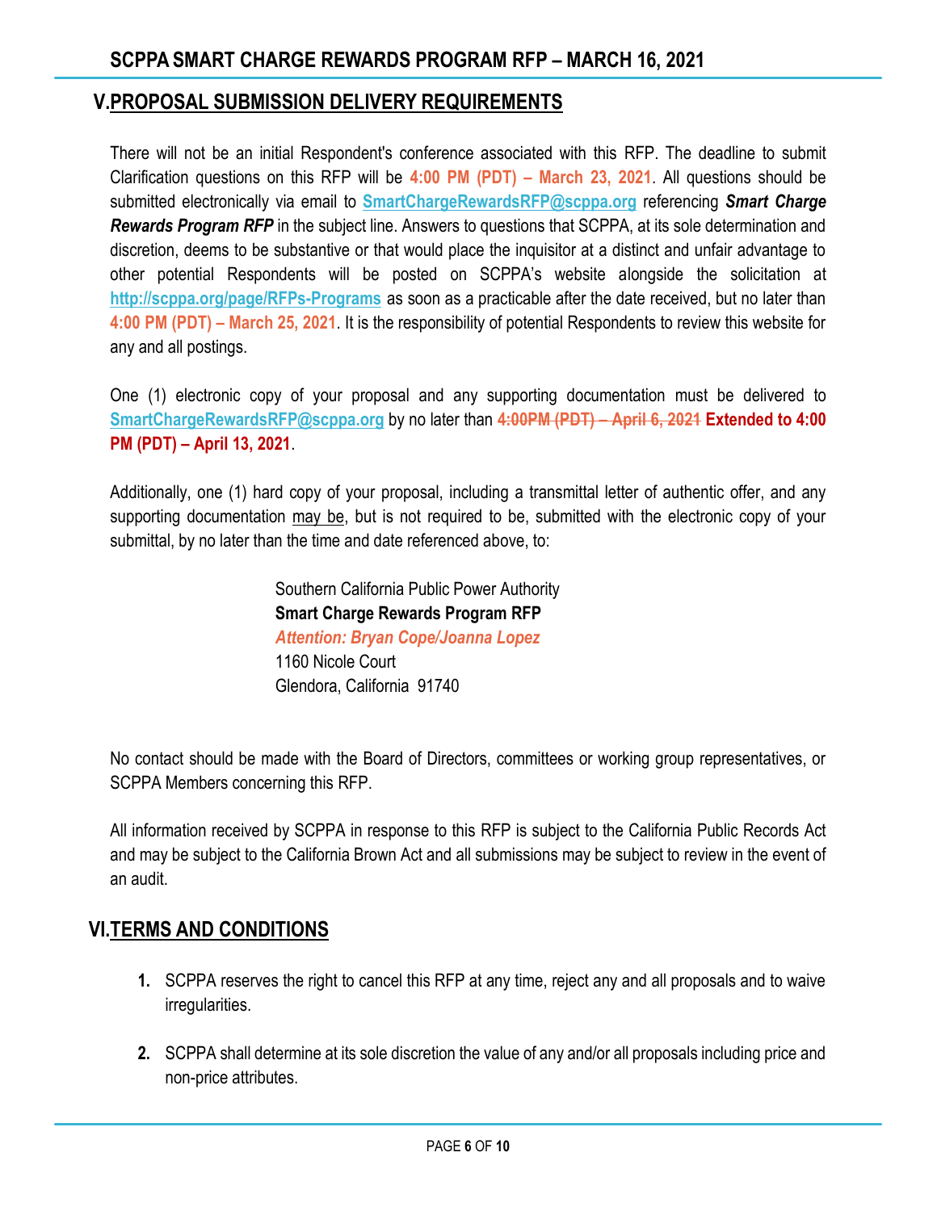## V. PROPOSAL SUBMISSION DELIVERY REQUIREMENTS

There will not be an initial Respondent's conference associated with this RFP. The deadline to submit Clarification questions on this RFP will be **4:00 PM (PDT) – March 23, 2021**. All questions should be submitted electronically via email to **SmartChargeRewardsRFP@scppa.org** referencing ***Smart Charge Rewards Program RFP*** in the subject line. Answers to questions that SCPPA, at its sole determination and discretion, deems to be substantive or that would place the inquisitor at a distinct and unfair advantage to other potential Respondents will be posted on SCPPA's website alongside the solicitation at **http://scppa.org/page/RFPs-Programs** as soon as a practicable after the date received, but no later than **4:00 PM (PDT) – March 25, 2021**. It is the responsibility of potential Respondents to review this website for any and all postings.

One (1) electronic copy of your proposal and any supporting documentation must be delivered to **SmartChargeRewardsRFP@scppa.org** by no later than ~~**4:00PM (PDT) – April 6, 2021**~~ **Extended to 4:00 PM (PDT) – April 13, 2021**.

Additionally, one (1) hard copy of your proposal, including a transmittal letter of authentic offer, and any supporting documentation may be, but is not required to be, submitted with the electronic copy of your submittal, by no later than the time and date referenced above, to:

Southern California Public Power Authority
**Smart Charge Rewards Program RFP**
***Attention: Bryan Cope/Joanna Lopez***
1160 Nicole Court
Glendora, California 91740

No contact should be made with the Board of Directors, committees or working group representatives, or SCPPA Members concerning this RFP.

All information received by SCPPA in response to this RFP is subject to the California Public Records Act and may be subject to the California Brown Act and all submissions may be subject to review in the event of an audit.

## VI. TERMS AND CONDITIONS

1. SCPPA reserves the right to cancel this RFP at any time, reject any and all proposals and to waive irregularities.
2. SCPPA shall determine at its sole discretion the value of any and/or all proposals including price and non-price attributes.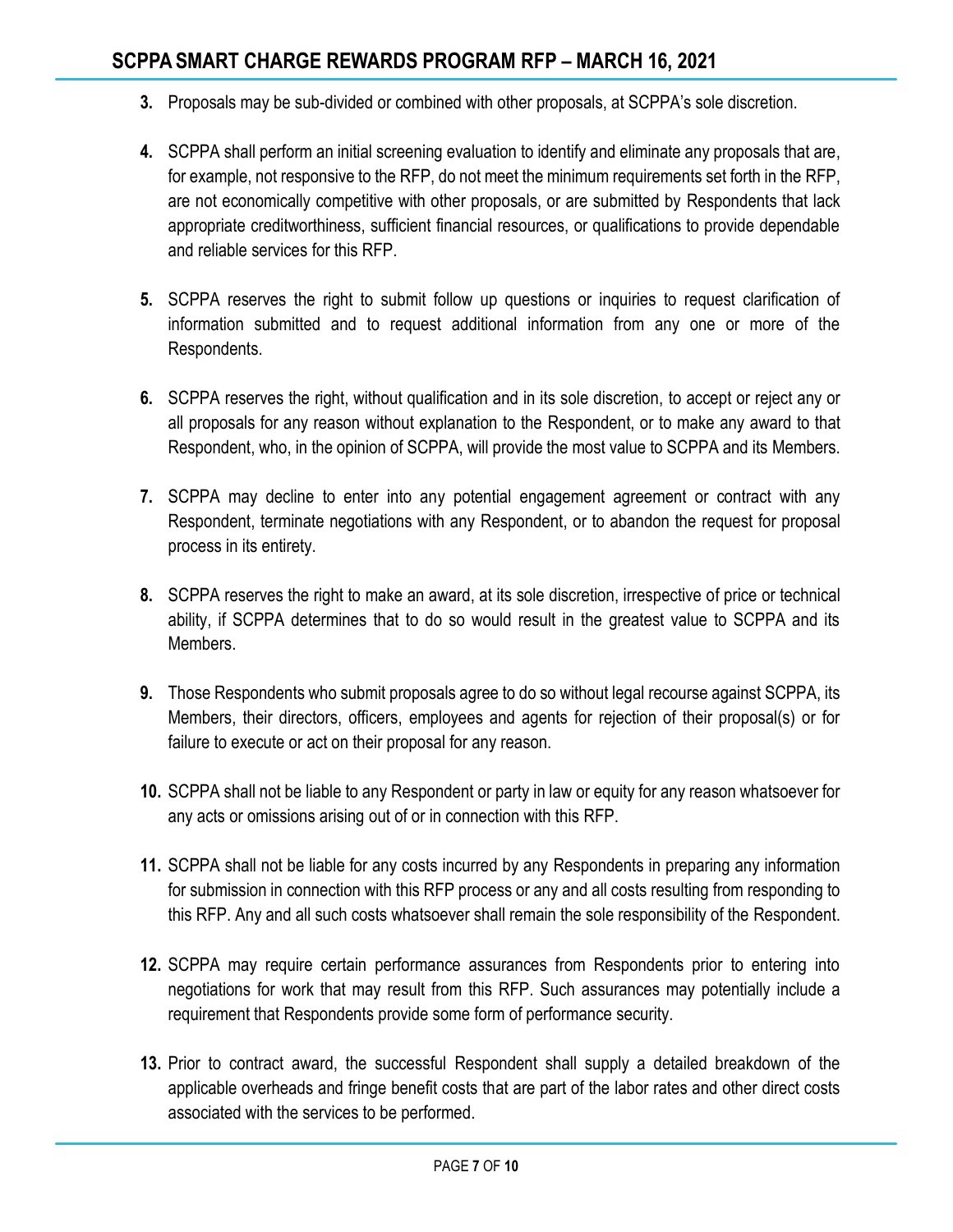3. Proposals may be sub-divided or combined with other proposals, at SCPPA's sole discretion.

4. SCPPA shall perform an initial screening evaluation to identify and eliminate any proposals that are, for example, not responsive to the RFP, do not meet the minimum requirements set forth in the RFP, are not economically competitive with other proposals, or are submitted by Respondents that lack appropriate creditworthiness, sufficient financial resources, or qualifications to provide dependable and reliable services for this RFP.

5. SCPPA reserves the right to submit follow up questions or inquiries to request clarification of information submitted and to request additional information from any one or more of the Respondents.

6. SCPPA reserves the right, without qualification and in its sole discretion, to accept or reject any or all proposals for any reason without explanation to the Respondent, or to make any award to that Respondent, who, in the opinion of SCPPA, will provide the most value to SCPPA and its Members.

7. SCPPA may decline to enter into any potential engagement agreement or contract with any Respondent, terminate negotiations with any Respondent, or to abandon the request for proposal process in its entirety.

8. SCPPA reserves the right to make an award, at its sole discretion, irrespective of price or technical ability, if SCPPA determines that to do so would result in the greatest value to SCPPA and its Members.

9. Those Respondents who submit proposals agree to do so without legal recourse against SCPPA, its Members, their directors, officers, employees and agents for rejection of their proposal(s) or for failure to execute or act on their proposal for any reason.

10. SCPPA shall not be liable to any Respondent or party in law or equity for any reason whatsoever for any acts or omissions arising out of or in connection with this RFP.

11. SCPPA shall not be liable for any costs incurred by any Respondents in preparing any information for submission in connection with this RFP process or any and all costs resulting from responding to this RFP. Any and all such costs whatsoever shall remain the sole responsibility of the Respondent.

12. SCPPA may require certain performance assurances from Respondents prior to entering into negotiations for work that may result from this RFP. Such assurances may potentially include a requirement that Respondents provide some form of performance security.

13. Prior to contract award, the successful Respondent shall supply a detailed breakdown of the applicable overheads and fringe benefit costs that are part of the labor rates and other direct costs associated with the services to be performed.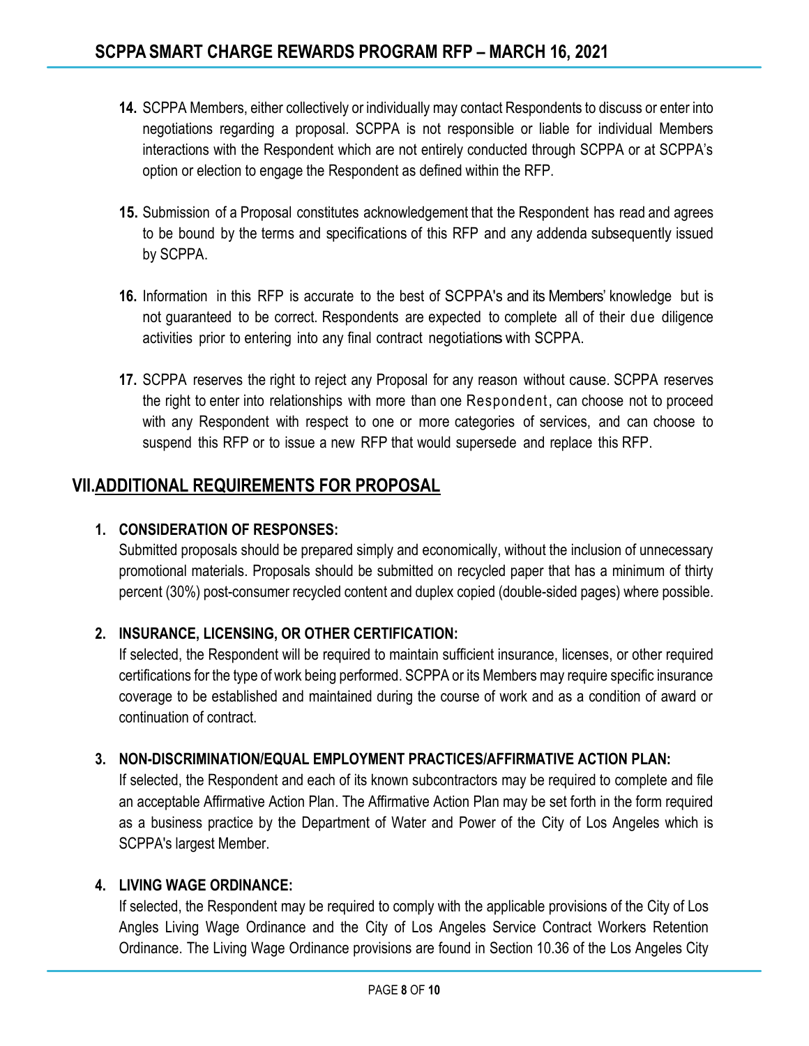14. SCPPA Members, either collectively or individually may contact Respondents to discuss or enter into negotiations regarding a proposal. SCPPA is not responsible or liable for individual Members interactions with the Respondent which are not entirely conducted through SCPPA or at SCPPA's option or election to engage the Respondent as defined within the RFP.

15. Submission of a Proposal constitutes acknowledgement that the Respondent has read and agrees to be bound by the terms and specifications of this RFP and any addenda subsequently issued by SCPPA.

16. Information in this RFP is accurate to the best of SCPPA's and its Members' knowledge but is not guaranteed to be correct. Respondents are expected to complete all of their due diligence activities prior to entering into any final contract negotiations with SCPPA.

17. SCPPA reserves the right to reject any Proposal for any reason without cause. SCPPA reserves the right to enter into relationships with more than one Respondent, can choose not to proceed with any Respondent with respect to one or more categories of services, and can choose to suspend this RFP or to issue a new RFP that would supersede and replace this RFP.

## VII. ADDITIONAL REQUIREMENTS FOR PROPOSAL

1. **CONSIDERATION OF RESPONSES:**
   Submitted proposals should be prepared simply and economically, without the inclusion of unnecessary promotional materials. Proposals should be submitted on recycled paper that has a minimum of thirty percent (30%) post-consumer recycled content and duplex copied (double-sided pages) where possible.

2. **INSURANCE, LICENSING, OR OTHER CERTIFICATION:**
   If selected, the Respondent will be required to maintain sufficient insurance, licenses, or other required certifications for the type of work being performed. SCPPA or its Members may require specific insurance coverage to be established and maintained during the course of work and as a condition of award or continuation of contract.

3. **NON-DISCRIMINATION/EQUAL EMPLOYMENT PRACTICES/AFFIRMATIVE ACTION PLAN:**
   If selected, the Respondent and each of its known subcontractors may be required to complete and file an acceptable Affirmative Action Plan. The Affirmative Action Plan may be set forth in the form required as a business practice by the Department of Water and Power of the City of Los Angeles which is SCPPA's largest Member.

4. **LIVING WAGE ORDINANCE:**
   If selected, the Respondent may be required to comply with the applicable provisions of the City of Los Angles Living Wage Ordinance and the City of Los Angeles Service Contract Workers Retention Ordinance. The Living Wage Ordinance provisions are found in Section 10.36 of the Los Angeles City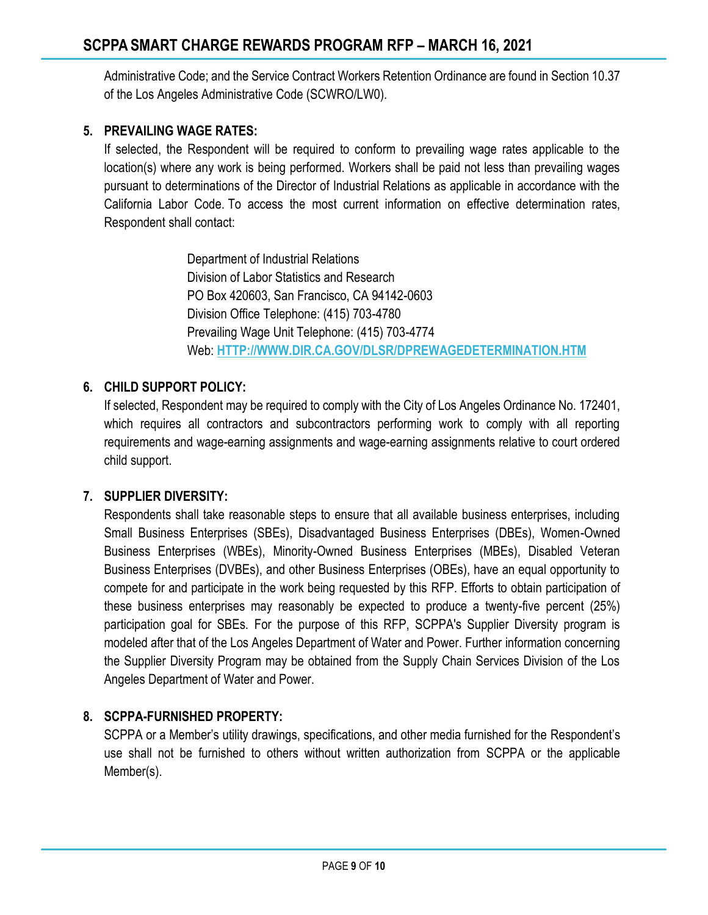Administrative Code; and the Service Contract Workers Retention Ordinance are found in Section 10.37 of the Los Angeles Administrative Code (SCWRO/LW0).

5. **PREVAILING WAGE RATES:**

   If selected, the Respondent will be required to conform to prevailing wage rates applicable to the location(s) where any work is being performed. Workers shall be paid not less than prevailing wages pursuant to determinations of the Director of Industrial Relations as applicable in accordance with the California Labor Code. To access the most current information on effective determination rates, Respondent shall contact:

   Department of Industrial Relations
   Division of Labor Statistics and Research
   PO Box 420603, San Francisco, CA 94142-0603
   Division Office Telephone: (415) 703-4780
   Prevailing Wage Unit Telephone: (415) 703-4774
   Web: **HTTP://WWW.DIR.CA.GOV/DLSR/DPREWAGEDETERMINATION.HTM**

6. **CHILD SUPPORT POLICY:**

   If selected, Respondent may be required to comply with the City of Los Angeles Ordinance No. 172401, which requires all contractors and subcontractors performing work to comply with all reporting requirements and wage-earning assignments and wage-earning assignments relative to court ordered child support.

7. **SUPPLIER DIVERSITY:**

   Respondents shall take reasonable steps to ensure that all available business enterprises, including Small Business Enterprises (SBEs), Disadvantaged Business Enterprises (DBEs), Women-Owned Business Enterprises (WBEs), Minority-Owned Business Enterprises (MBEs), Disabled Veteran Business Enterprises (DVBEs), and other Business Enterprises (OBEs), have an equal opportunity to compete for and participate in the work being requested by this RFP. Efforts to obtain participation of these business enterprises may reasonably be expected to produce a twenty-five percent (25%) participation goal for SBEs. For the purpose of this RFP, SCPPA's Supplier Diversity program is modeled after that of the Los Angeles Department of Water and Power. Further information concerning the Supplier Diversity Program may be obtained from the Supply Chain Services Division of the Los Angeles Department of Water and Power.

8. **SCPPA-FURNISHED PROPERTY:**

   SCPPA or a Member's utility drawings, specifications, and other media furnished for the Respondent's use shall not be furnished to others without written authorization from SCPPA or the applicable Member(s).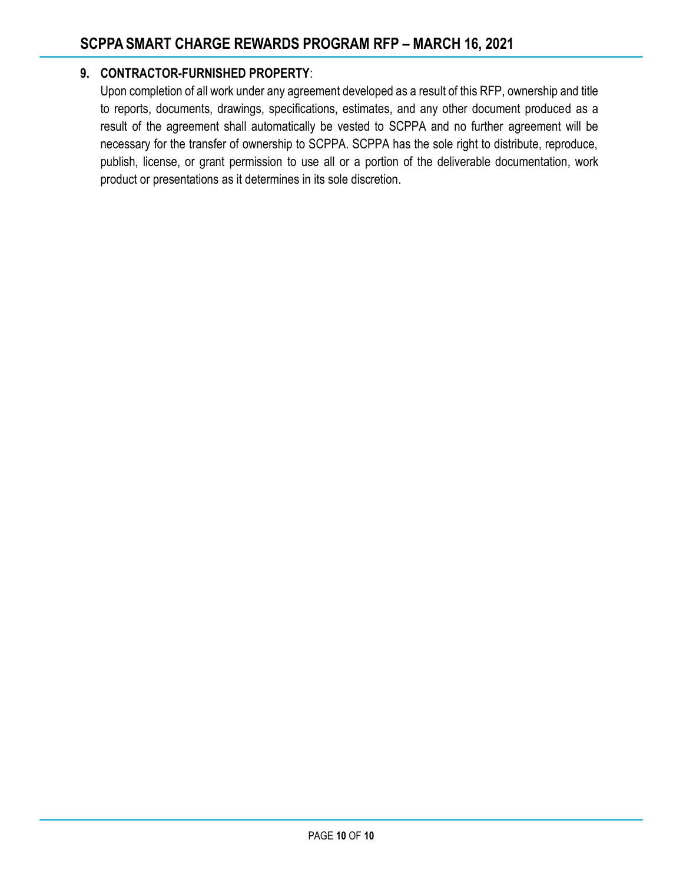**9. CONTRACTOR-FURNISHED PROPERTY**:

Upon completion of all work under any agreement developed as a result of this RFP, ownership and title to reports, documents, drawings, specifications, estimates, and any other document produced as a result of the agreement shall automatically be vested to SCPPA and no further agreement will be necessary for the transfer of ownership to SCPPA. SCPPA has the sole right to distribute, reproduce, publish, license, or grant permission to use all or a portion of the deliverable documentation, work product or presentations as it determines in its sole discretion.